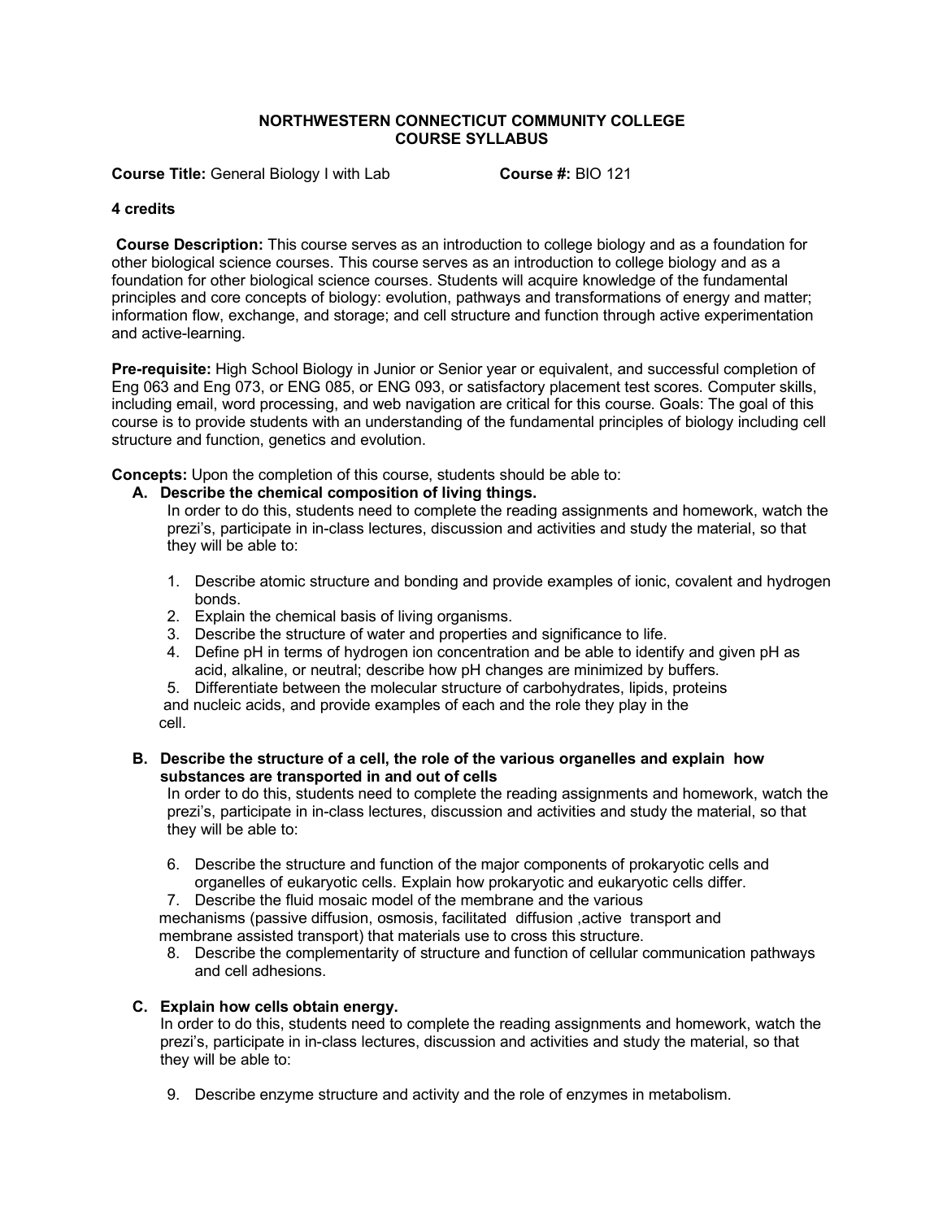**NORTHWESTERN CONNECTICUT COMMUNITY COLLEGE**
**COURSE SYLLABUS**

**Course Title:** General Biology I with Lab **Course #:** BIO 121

**4 credits**

**Course Description:** This course serves as an introduction to college biology and as a foundation for other biological science courses. This course serves as an introduction to college biology and as a foundation for other biological science courses. Students will acquire knowledge of the fundamental principles and core concepts of biology: evolution, pathways and transformations of energy and matter; information flow, exchange, and storage; and cell structure and function through active experimentation and active-learning.

**Pre-requisite:** High School Biology in Junior or Senior year or equivalent, and successful completion of Eng 063 and Eng 073, or ENG 085, or ENG 093, or satisfactory placement test scores. Computer skills, including email, word processing, and web navigation are critical for this course. Goals: The goal of this course is to provide students with an understanding of the fundamental principles of biology including cell structure and function, genetics and evolution.

**Concepts:** Upon the completion of this course, students should be able to:

**A. Describe the chemical composition of living things.**

In order to do this, students need to complete the reading assignments and homework, watch the prezi's, participate in in-class lectures, discussion and activities and study the material, so that they will be able to:

1. Describe atomic structure and bonding and provide examples of ionic, covalent and hydrogen bonds.
2. Explain the chemical basis of living organisms.
3. Describe the structure of water and properties and significance to life.
4. Define pH in terms of hydrogen ion concentration and be able to identify and given pH as acid, alkaline, or neutral; describe how pH changes are minimized by buffers.
5. Differentiate between the molecular structure of carbohydrates, lipids, proteins and nucleic acids, and provide examples of each and the role they play in the cell.

**B. Describe the structure of a cell, the role of the various organelles and explain how substances are transported in and out of cells**

In order to do this, students need to complete the reading assignments and homework, watch the prezi's, participate in in-class lectures, discussion and activities and study the material, so that they will be able to:

6. Describe the structure and function of the major components of prokaryotic cells and organelles of eukaryotic cells. Explain how prokaryotic and eukaryotic cells differ.
7. Describe the fluid mosaic model of the membrane and the various mechanisms (passive diffusion, osmosis, facilitated diffusion ,active transport and membrane assisted transport) that materials use to cross this structure.
8. Describe the complementarity of structure and function of cellular communication pathways and cell adhesions.

**C. Explain how cells obtain energy.**

In order to do this, students need to complete the reading assignments and homework, watch the prezi's, participate in in-class lectures, discussion and activities and study the material, so that they will be able to:

9. Describe enzyme structure and activity and the role of enzymes in metabolism.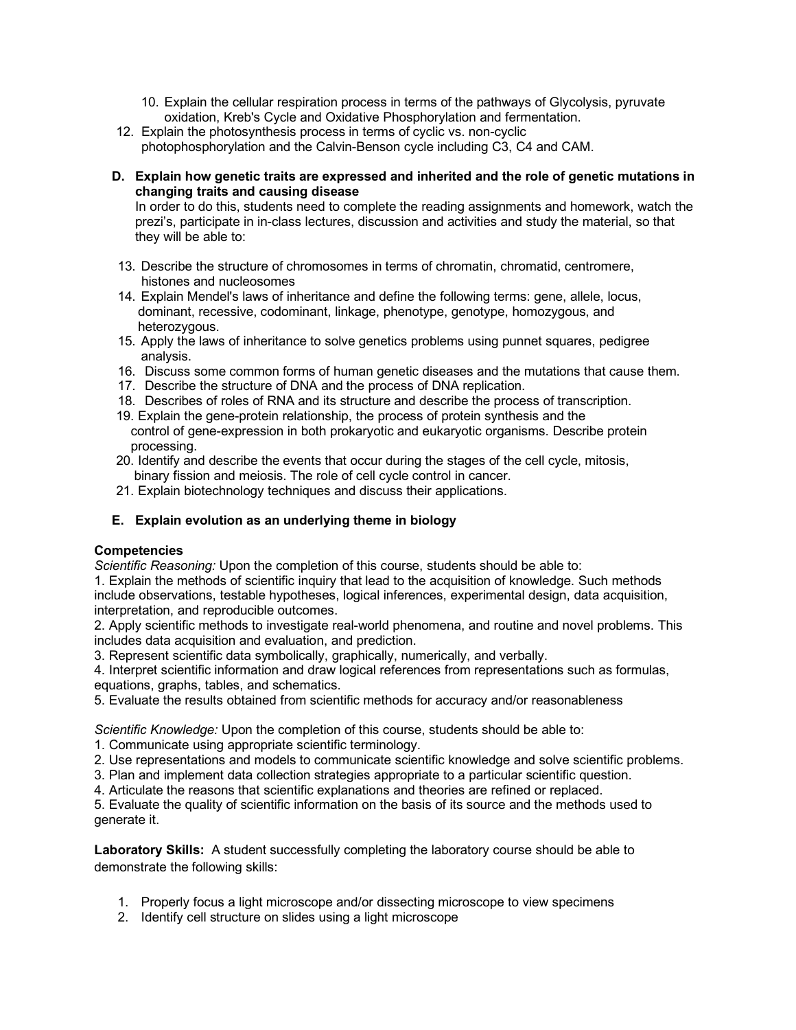10. Explain the cellular respiration process in terms of the pathways of Glycolysis, pyruvate oxidation, Kreb's Cycle and Oxidative Phosphorylation and fermentation.

12. Explain the photosynthesis process in terms of cyclic vs. non-cyclic photophosphorylation and the Calvin-Benson cycle including C3, C4 and CAM.

**D. Explain how genetic traits are expressed and inherited and the role of genetic mutations in changing traits and causing disease**

In order to do this, students need to complete the reading assignments and homework, watch the prezi's, participate in in-class lectures, discussion and activities and study the material, so that they will be able to:

13. Describe the structure of chromosomes in terms of chromatin, chromatid, centromere, histones and nucleosomes
14. Explain Mendel's laws of inheritance and define the following terms: gene, allele, locus, dominant, recessive, codominant, linkage, phenotype, genotype, homozygous, and heterozygous.
15. Apply the laws of inheritance to solve genetics problems using punnet squares, pedigree analysis.
16. Discuss some common forms of human genetic diseases and the mutations that cause them.
17. Describe the structure of DNA and the process of DNA replication.
18. Describes of roles of RNA and its structure and describe the process of transcription.
19. Explain the gene-protein relationship, the process of protein synthesis and the control of gene-expression in both prokaryotic and eukaryotic organisms. Describe protein processing.
20. Identify and describe the events that occur during the stages of the cell cycle, mitosis, binary fission and meiosis. The role of cell cycle control in cancer.
21. Explain biotechnology techniques and discuss their applications.

**E. Explain evolution as an underlying theme in biology**

**Competencies**

*Scientific Reasoning:* Upon the completion of this course, students should be able to:

1. Explain the methods of scientific inquiry that lead to the acquisition of knowledge. Such methods include observations, testable hypotheses, logical inferences, experimental design, data acquisition, interpretation, and reproducible outcomes.
2. Apply scientific methods to investigate real-world phenomena, and routine and novel problems. This includes data acquisition and evaluation, and prediction.
3. Represent scientific data symbolically, graphically, numerically, and verbally.
4. Interpret scientific information and draw logical references from representations such as formulas, equations, graphs, tables, and schematics.
5. Evaluate the results obtained from scientific methods for accuracy and/or reasonableness

*Scientific Knowledge:* Upon the completion of this course, students should be able to:

1. Communicate using appropriate scientific terminology.
2. Use representations and models to communicate scientific knowledge and solve scientific problems.
3. Plan and implement data collection strategies appropriate to a particular scientific question.
4. Articulate the reasons that scientific explanations and theories are refined or replaced.
5. Evaluate the quality of scientific information on the basis of its source and the methods used to generate it.

**Laboratory Skills:** A student successfully completing the laboratory course should be able to demonstrate the following skills:

1. Properly focus a light microscope and/or dissecting microscope to view specimens
2. Identify cell structure on slides using a light microscope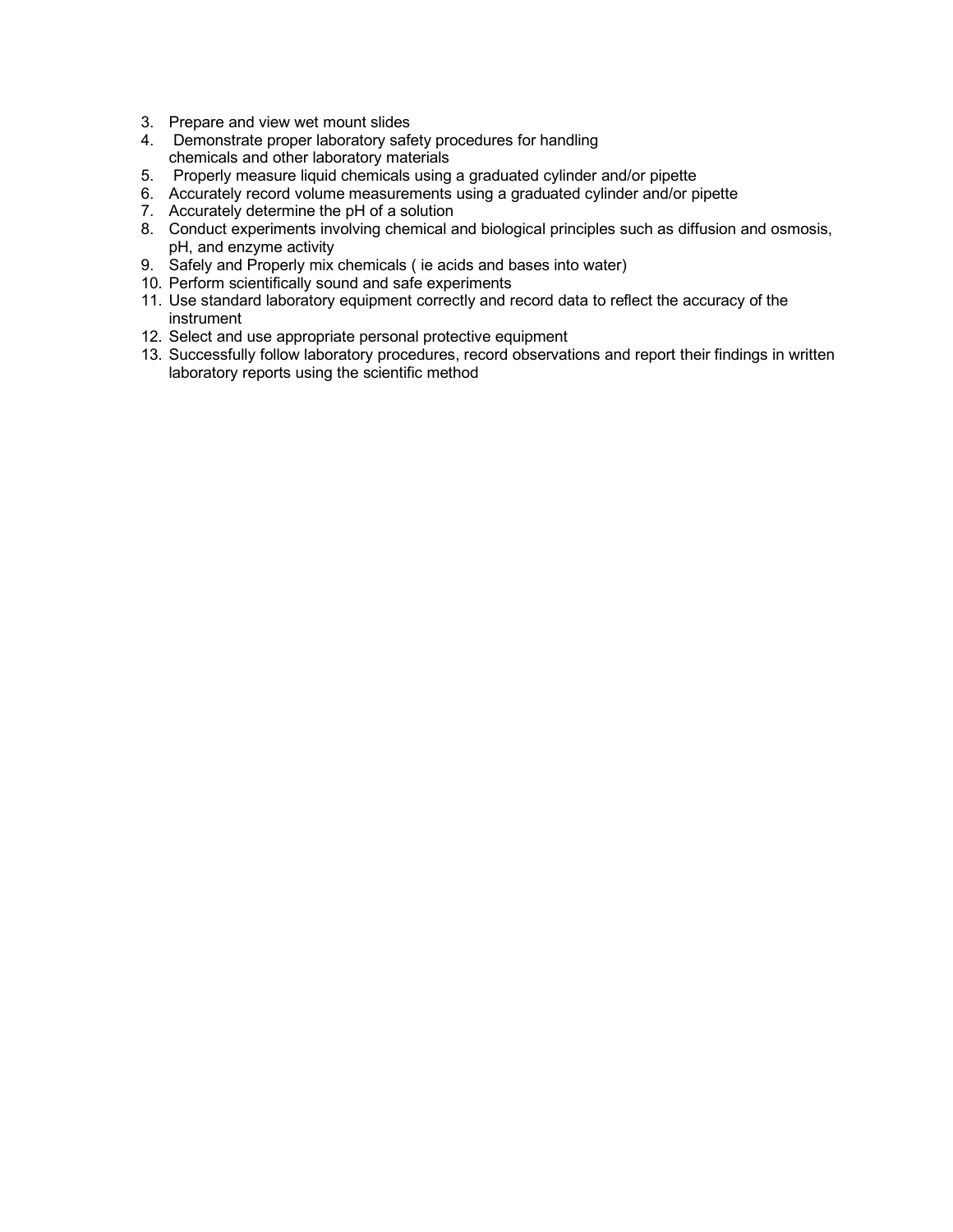3. Prepare and view wet mount slides
4. Demonstrate proper laboratory safety procedures for handling chemicals and other laboratory materials
5. Properly measure liquid chemicals using a graduated cylinder and/or pipette
6. Accurately record volume measurements using a graduated cylinder and/or pipette
7. Accurately determine the pH of a solution
8. Conduct experiments involving chemical and biological principles such as diffusion and osmosis, pH, and enzyme activity
9. Safely and Properly mix chemicals ( ie acids and bases into water)
10. Perform scientifically sound and safe experiments
11. Use standard laboratory equipment correctly and record data to reflect the accuracy of the instrument
12. Select and use appropriate personal protective equipment
13. Successfully follow laboratory procedures, record observations and report their findings in written laboratory reports using the scientific method